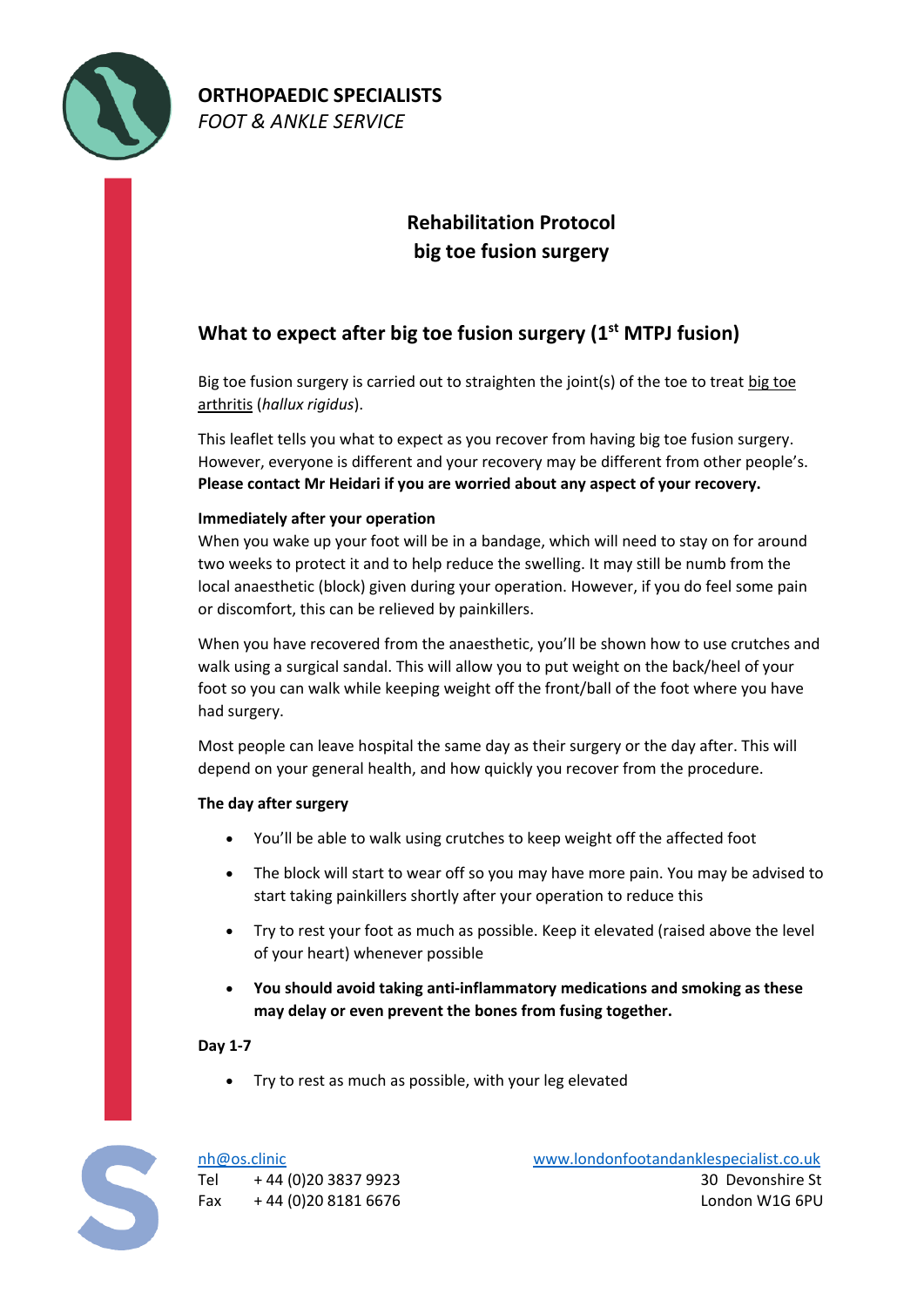**ORTHOPAEDIC SPECIALISTS**
*FOOT & ANKLE SERVICE*

# Rehabilitation Protocol
# big toe fusion surgery

## What to expect after big toe fusion surgery (1st MTPJ fusion)

Big toe fusion surgery is carried out to straighten the joint(s) of the toe to treat big toe arthritis (*hallux rigidus*).

This leaflet tells you what to expect as you recover from having big toe fusion surgery. However, everyone is different and your recovery may be different from other people's. **Please contact Mr Heidari if you are worried about any aspect of your recovery.**

**Immediately after your operation**

When you wake up your foot will be in a bandage, which will need to stay on for around two weeks to protect it and to help reduce the swelling. It may still be numb from the local anaesthetic (block) given during your operation. However, if you do feel some pain or discomfort, this can be relieved by painkillers.

When you have recovered from the anaesthetic, you'll be shown how to use crutches and walk using a surgical sandal. This will allow you to put weight on the back/heel of your foot so you can walk while keeping weight off the front/ball of the foot where you have had surgery.

Most people can leave hospital the same day as their surgery or the day after. This will depend on your general health, and how quickly you recover from the procedure.

**The day after surgery**

- You'll be able to walk using crutches to keep weight off the affected foot
- The block will start to wear off so you may have more pain. You may be advised to start taking painkillers shortly after your operation to reduce this
- Try to rest your foot as much as possible. Keep it elevated (raised above the level of your heart) whenever possible
- **You should avoid taking anti-inflammatory medications and smoking as these may delay or even prevent the bones from fusing together.**

**Day 1-7**

- Try to rest as much as possible, with your leg elevated

nh@os.clinic
Tel + 44 (0)20 3837 9923
Fax + 44 (0)20 8181 6676

www.londonfootandanklespecialist.co.uk
30 Devonshire St
London W1G 6PU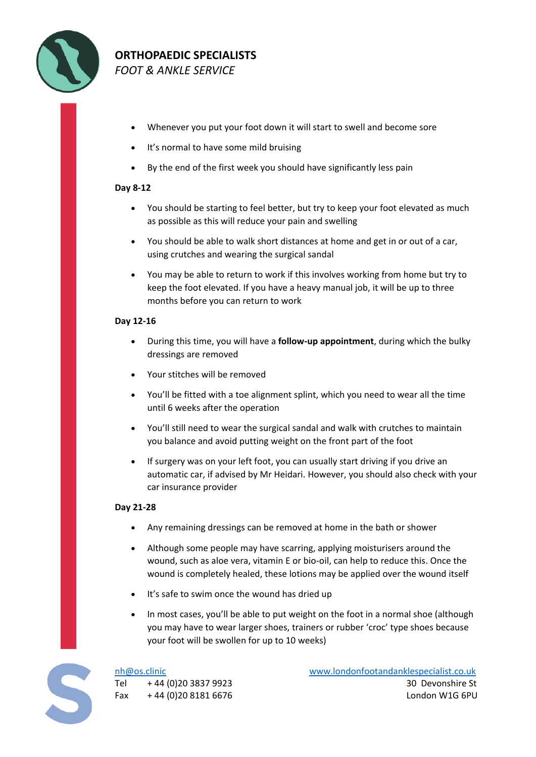- Whenever you put your foot down it will start to swell and become sore
- It's normal to have some mild bruising
- By the end of the first week you should have significantly less pain

**Day 8-12**

- You should be starting to feel better, but try to keep your foot elevated as much as possible as this will reduce your pain and swelling
- You should be able to walk short distances at home and get in or out of a car, using crutches and wearing the surgical sandal
- You may be able to return to work if this involves working from home but try to keep the foot elevated. If you have a heavy manual job, it will be up to three months before you can return to work

**Day 12-16**

- During this time, you will have a **follow-up appointment**, during which the bulky dressings are removed
- Your stitches will be removed
- You'll be fitted with a toe alignment splint, which you need to wear all the time until 6 weeks after the operation
- You'll still need to wear the surgical sandal and walk with crutches to maintain you balance and avoid putting weight on the front part of the foot
- If surgery was on your left foot, you can usually start driving if you drive an automatic car, if advised by Mr Heidari. However, you should also check with your car insurance provider

**Day 21-28**

- Any remaining dressings can be removed at home in the bath or shower
- Although some people may have scarring, applying moisturisers around the wound, such as aloe vera, vitamin E or bio-oil, can help to reduce this. Once the wound is completely healed, these lotions may be applied over the wound itself
- It's safe to swim once the wound has dried up
- In most cases, you'll be able to put weight on the foot in a normal shoe (although you may have to wear larger shoes, trainers or rubber 'croc' type shoes because your foot will be swollen for up to 10 weeks)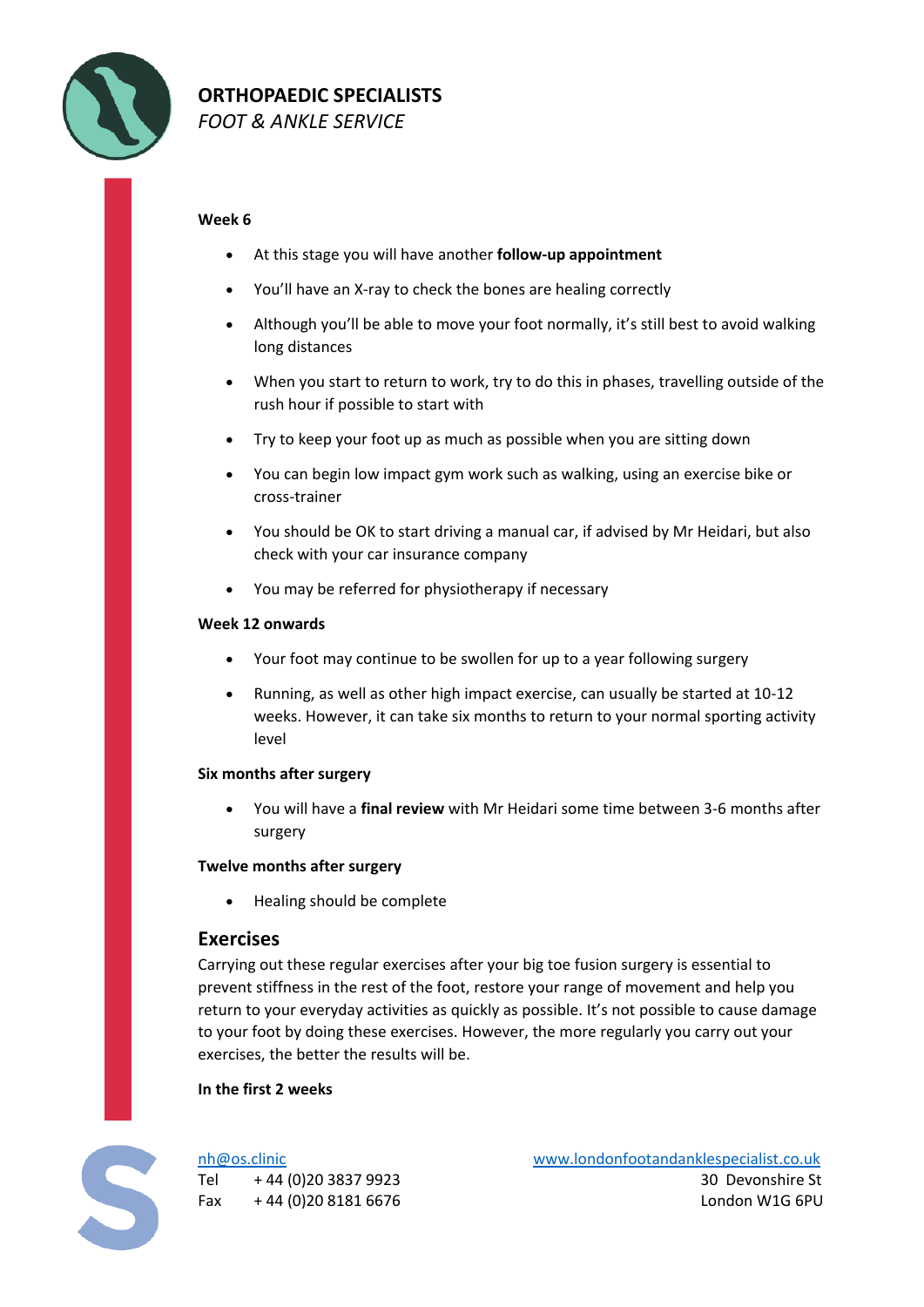**Week 6**

- At this stage you will have another **follow-up appointment**
- You'll have an X-ray to check the bones are healing correctly
- Although you'll be able to move your foot normally, it's still best to avoid walking long distances
- When you start to return to work, try to do this in phases, travelling outside of the rush hour if possible to start with
- Try to keep your foot up as much as possible when you are sitting down
- You can begin low impact gym work such as walking, using an exercise bike or cross-trainer
- You should be OK to start driving a manual car, if advised by Mr Heidari, but also check with your car insurance company
- You may be referred for physiotherapy if necessary

**Week 12 onwards**

- Your foot may continue to be swollen for up to a year following surgery
- Running, as well as other high impact exercise, can usually be started at 10-12 weeks. However, it can take six months to return to your normal sporting activity level

**Six months after surgery**

- You will have a **final review** with Mr Heidari some time between 3-6 months after surgery

**Twelve months after surgery**

- Healing should be complete

## Exercises

Carrying out these regular exercises after your big toe fusion surgery is essential to prevent stiffness in the rest of the foot, restore your range of movement and help you return to your everyday activities as quickly as possible. It's not possible to cause damage to your foot by doing these exercises. However, the more regularly you carry out your exercises, the better the results will be.

**In the first 2 weeks**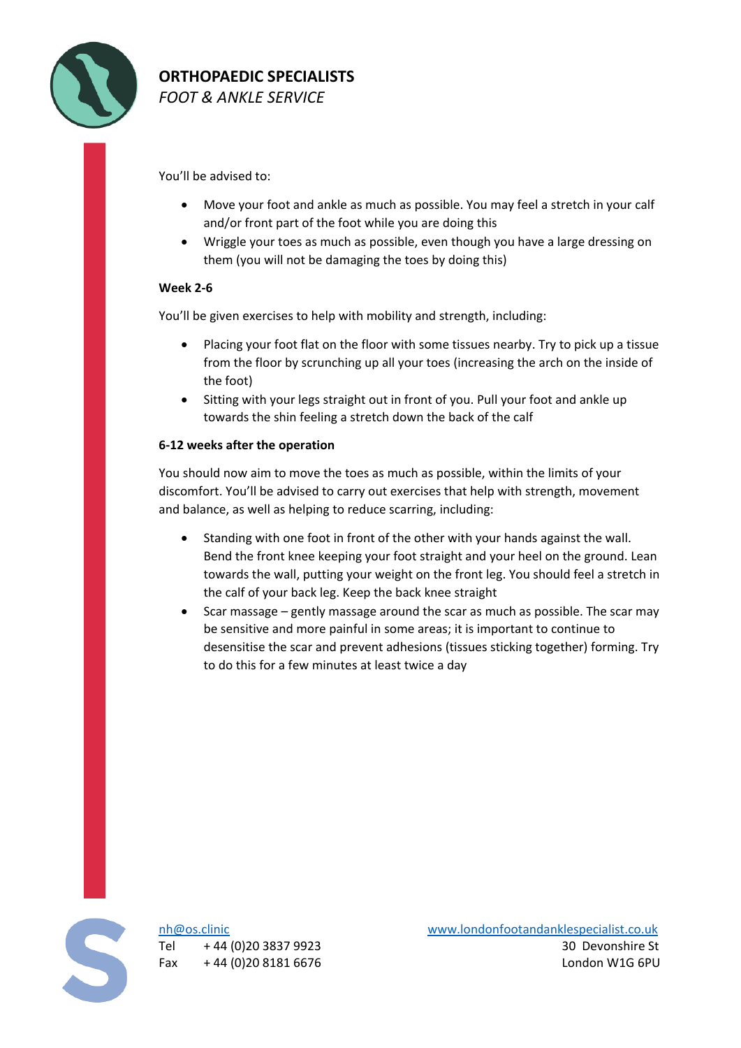You'll be advised to:

- Move your foot and ankle as much as possible. You may feel a stretch in your calf and/or front part of the foot while you are doing this
- Wriggle your toes as much as possible, even though you have a large dressing on them (you will not be damaging the toes by doing this)

**Week 2-6**

You'll be given exercises to help with mobility and strength, including:

- Placing your foot flat on the floor with some tissues nearby. Try to pick up a tissue from the floor by scrunching up all your toes (increasing the arch on the inside of the foot)
- Sitting with your legs straight out in front of you. Pull your foot and ankle up towards the shin feeling a stretch down the back of the calf

**6-12 weeks after the operation**

You should now aim to move the toes as much as possible, within the limits of your discomfort. You'll be advised to carry out exercises that help with strength, movement and balance, as well as helping to reduce scarring, including:

- Standing with one foot in front of the other with your hands against the wall. Bend the front knee keeping your foot straight and your heel on the ground. Lean towards the wall, putting your weight on the front leg. You should feel a stretch in the calf of your back leg. Keep the back knee straight
- Scar massage – gently massage around the scar as much as possible. The scar may be sensitive and more painful in some areas; it is important to continue to desensitise the scar and prevent adhesions (tissues sticking together) forming. Try to do this for a few minutes at least twice a day